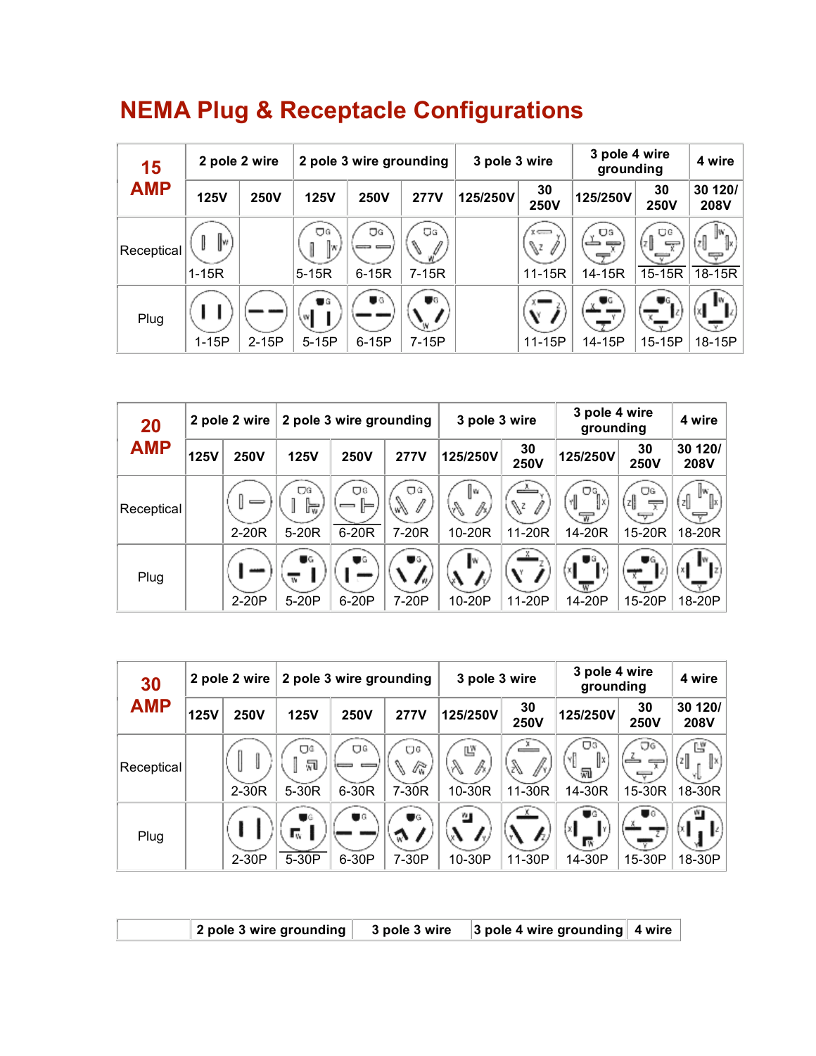# NEMA Plug & Receptacle Configurations

| 15 AMP | 2 pole 2 wire | | 2 pole 3 wire grounding | | | 3 pole 3 wire | | 3 pole 4 wire grounding | | 4 wire |
|---|---|---|---|---|---|---|---|---|---|---|
| | 125V | 250V | 125V | 250V | 277V | 125/250V | 30 250V | 125/250V | 30 250V | 30 120/ 208V |
| Receptical | 1-15R | | 5-15R | 6-15R | 7-15R | | 11-15R | 14-15R | 15-15R | 18-15R |
| Plug | 1-15P | 2-15P | 5-15P | 6-15P | 7-15P | | 11-15P | 14-15P | 15-15P | 18-15P |

| 20 AMP | 2 pole 2 wire | | 2 pole 3 wire grounding | | | 3 pole 3 wire | | 3 pole 4 wire grounding | | 4 wire |
|---|---|---|---|---|---|---|---|---|---|---|
| | 125V | 250V | 125V | 250V | 277V | 125/250V | 30 250V | 125/250V | 30 250V | 30 120/ 208V |
| Receptical | | 2-20R | 5-20R | 6-20R | 7-20R | 10-20R | 11-20R | 14-20R | 15-20R | 18-20R |
| Plug | | 2-20P | 5-20P | 6-20P | 7-20P | 10-20P | 11-20P | 14-20P | 15-20P | 18-20P |

| 30 AMP | 2 pole 2 wire | | 2 pole 3 wire grounding | | | 3 pole 3 wire | | 3 pole 4 wire grounding | | 4 wire |
|---|---|---|---|---|---|---|---|---|---|---|
| | 125V | 250V | 125V | 250V | 277V | 125/250V | 30 250V | 125/250V | 30 250V | 30 120/ 208V |
| Receptical | | 2-30R | 5-30R | 6-30R | 7-30R | 10-30R | 11-30R | 14-30R | 15-30R | 18-30R |
| Plug | | 2-30P | 5-30P | 6-30P | 7-30P | 10-30P | 11-30P | 14-30P | 15-30P | 18-30P |

| | 2 pole 3 wire grounding | 3 pole 3 wire | 3 pole 4 wire grounding | 4 wire |
|---|---|---|---|---|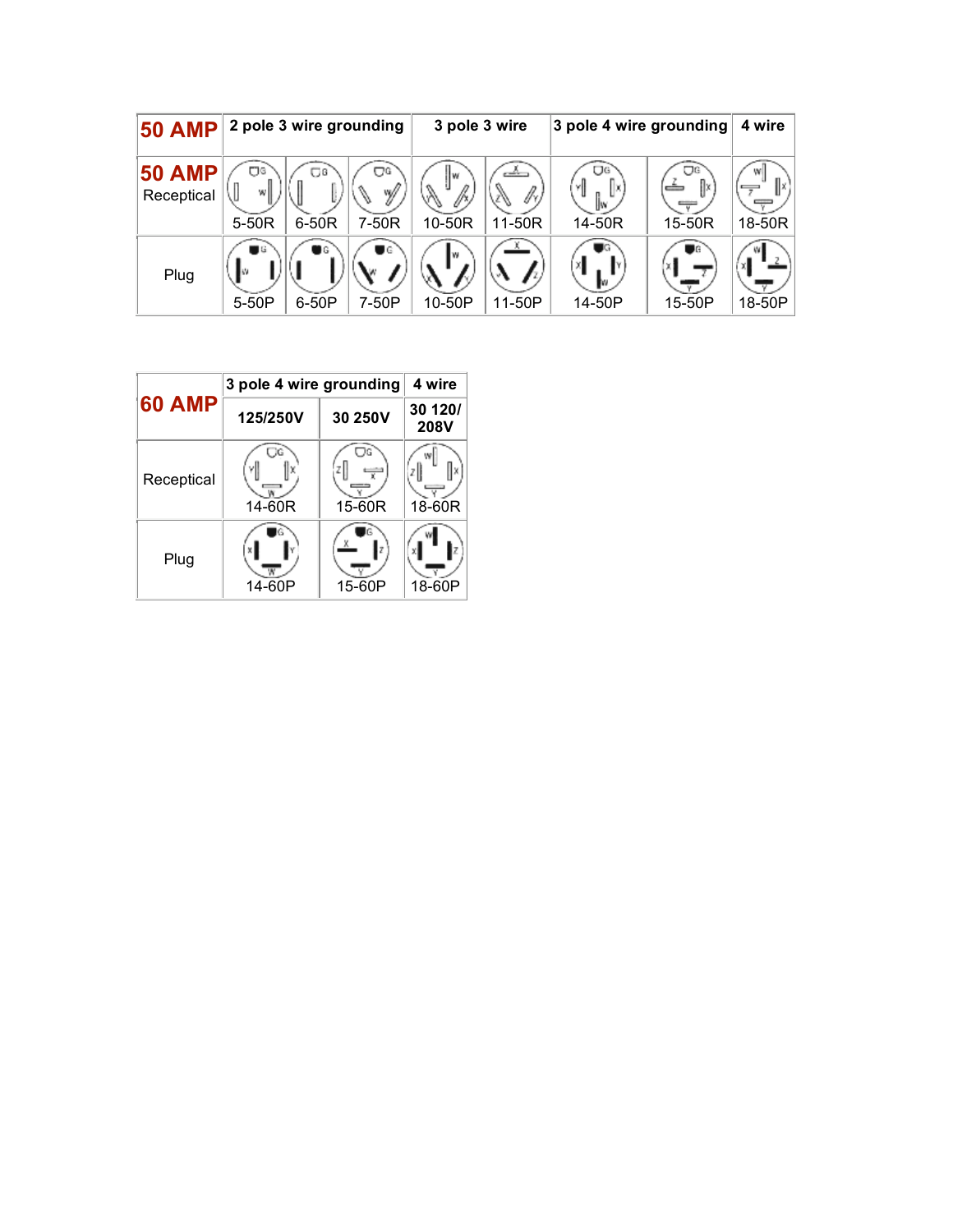| 50 AMP | 2 pole 3 wire grounding | | | 3 pole 3 wire | | 3 pole 4 wire grounding | | 4 wire |
| --- | --- | --- | --- | --- | --- | --- | --- | --- |
| 50 AMP Receptical | 5-50R | 6-50R | 7-50R | 10-50R | 11-50R | 14-50R | 15-50R | 18-50R |
| Plug | 5-50P | 6-50P | 7-50P | 10-50P | 11-50P | 14-50P | 15-50P | 18-50P |

| 60 AMP | 3 pole 4 wire grounding | | 4 wire |
| --- | --- | --- | --- |
| | 125/250V | 30 250V | 30 120/ 208V |
| Receptical | 14-60R | 15-60R | 18-60R |
| Plug | 14-60P | 15-60P | 18-60P |